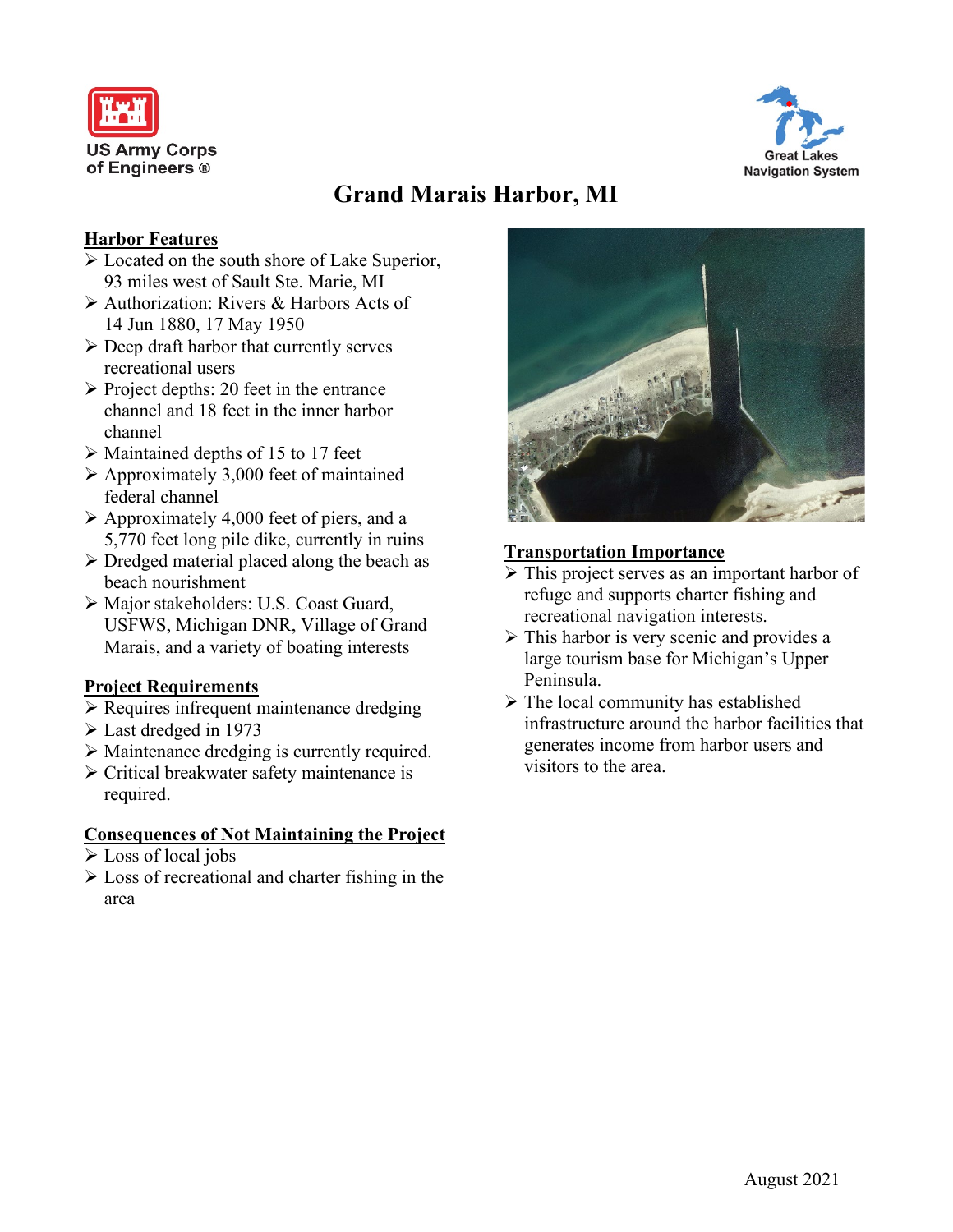US Army Corps of Engineers ®

Great Lakes Navigation System

# Grand Marais Harbor, MI

## Harbor Features

- Located on the south shore of Lake Superior, 93 miles west of Sault Ste. Marie, MI
- Authorization: Rivers & Harbors Acts of 14 Jun 1880, 17 May 1950
- Deep draft harbor that currently serves recreational users
- Project depths: 20 feet in the entrance channel and 18 feet in the inner harbor channel
- Maintained depths of 15 to 17 feet
- Approximately 3,000 feet of maintained federal channel
- Approximately 4,000 feet of piers, and a 5,770 feet long pile dike, currently in ruins
- Dredged material placed along the beach as beach nourishment
- Major stakeholders: U.S. Coast Guard, USFWS, Michigan DNR, Village of Grand Marais, and a variety of boating interests

## Project Requirements

- Requires infrequent maintenance dredging
- Last dredged in 1973
- Maintenance dredging is currently required.
- Critical breakwater safety maintenance is required.

## Consequences of Not Maintaining the Project

- Loss of local jobs
- Loss of recreational and charter fishing in the area

## Transportation Importance

- This project serves as an important harbor of refuge and supports charter fishing and recreational navigation interests.
- This harbor is very scenic and provides a large tourism base for Michigan's Upper Peninsula.
- The local community has established infrastructure around the harbor facilities that generates income from harbor users and visitors to the area.

August 2021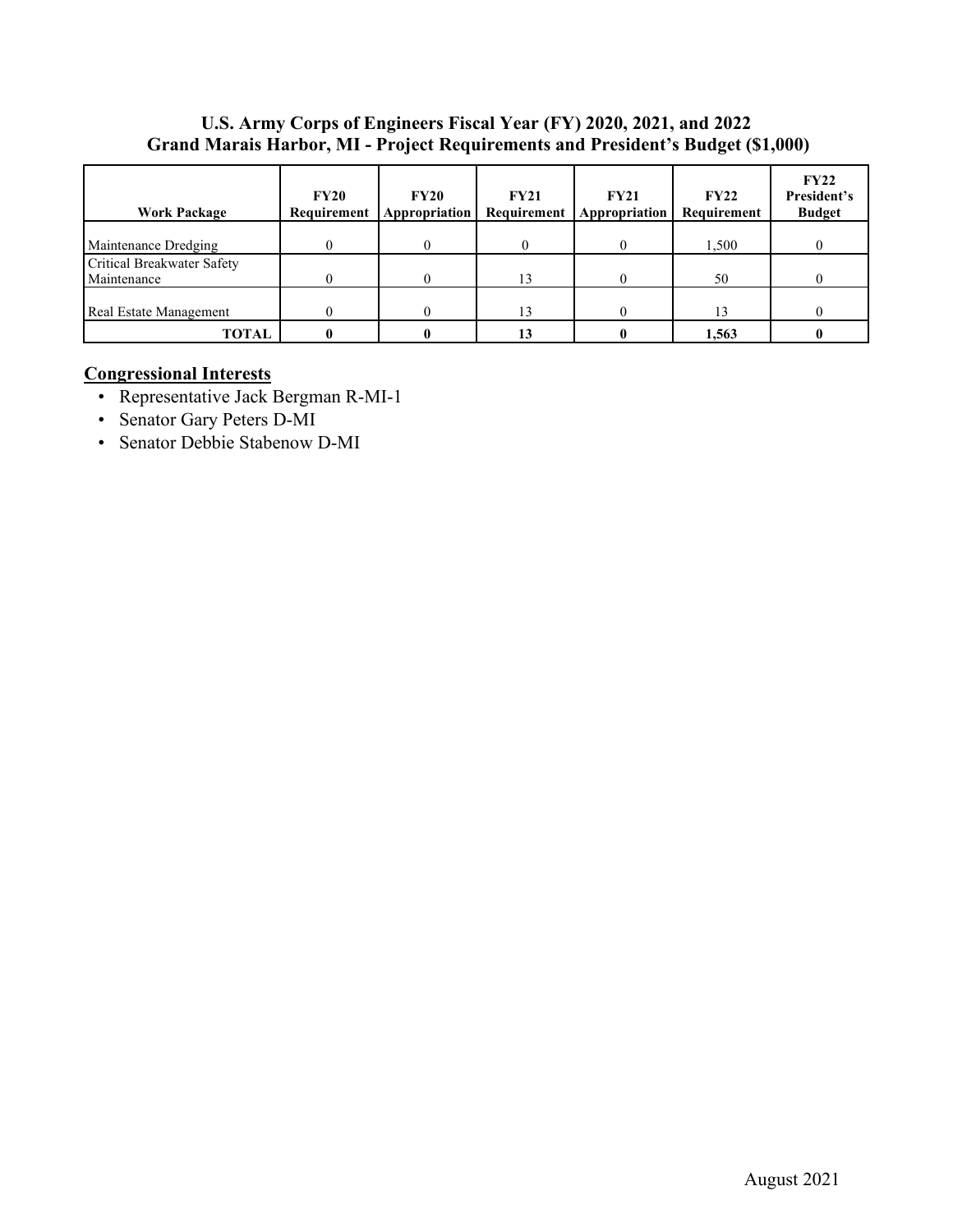**U.S. Army Corps of Engineers Fiscal Year (FY) 2020, 2021, and 2022**
**Grand Marais Harbor, MI - Project Requirements and President's Budget ($1,000)**

| Work Package | FY20 Requirement | FY20 Appropriation | FY21 Requirement | FY21 Appropriation | FY22 Requirement | FY22 President's Budget |
|---|---|---|---|---|---|---|
| Maintenance Dredging | 0 | 0 | 0 | 0 | 1,500 | 0 |
| Critical Breakwater Safety Maintenance | 0 | 0 | 13 | 0 | 50 | 0 |
| Real Estate Management | 0 | 0 | 13 | 0 | 13 | 0 |
| **TOTAL** | **0** | **0** | **13** | **0** | **1,563** | **0** |

## Congressional Interests

- Representative Jack Bergman R-MI-1
- Senator Gary Peters D-MI
- Senator Debbie Stabenow D-MI

August 2021